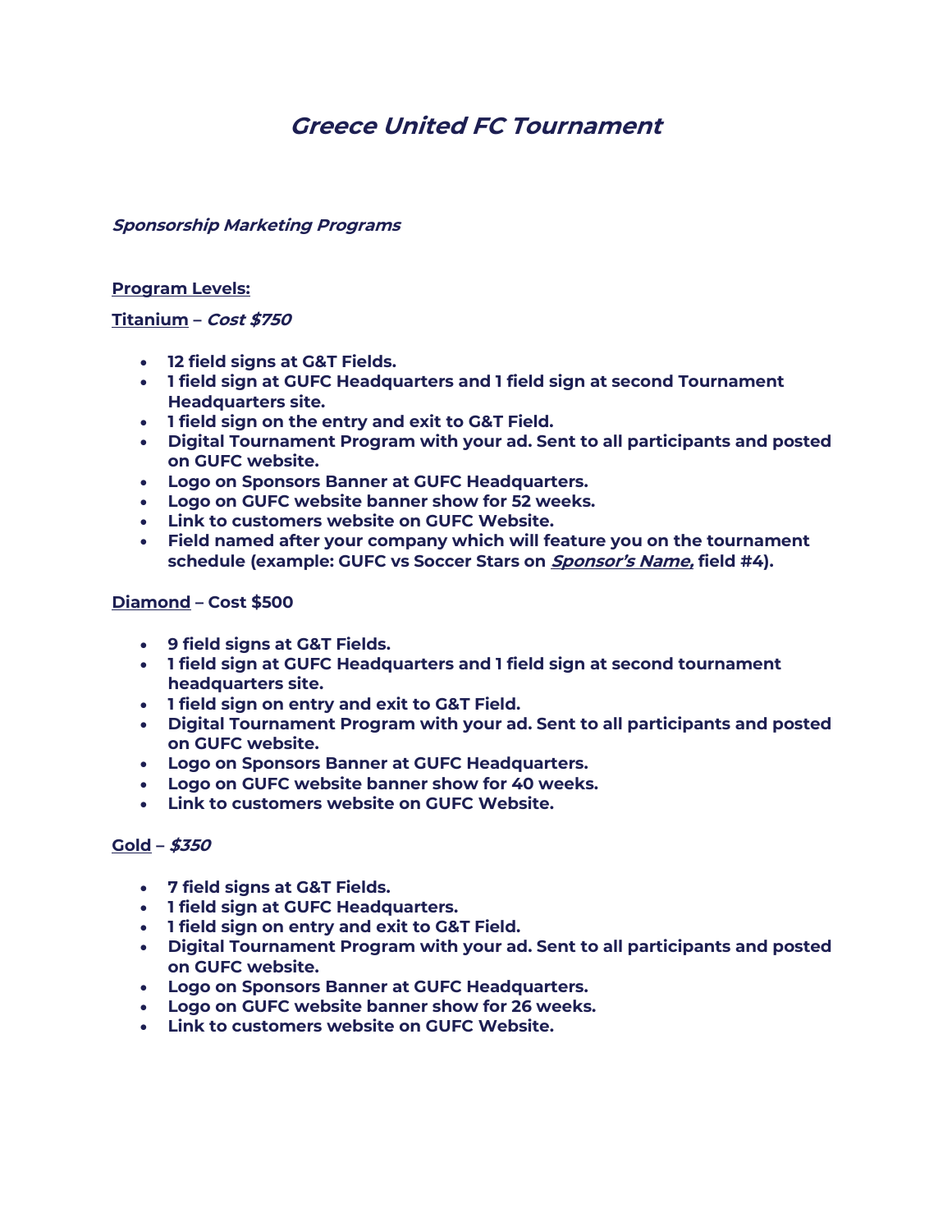# *Greece United FC Tournament*

***Sponsorship Marketing Programs***

**Program Levels:**

**Titanium – *Cost $750***

- **12 field signs at G&T Fields.**
- **1 field sign at GUFC Headquarters and 1 field sign at second Tournament Headquarters site.**
- **1 field sign on the entry and exit to G&T Field.**
- **Digital Tournament Program with your ad. Sent to all participants and posted on GUFC website.**
- **Logo on Sponsors Banner at GUFC Headquarters.**
- **Logo on GUFC website banner show for 52 weeks.**
- **Link to customers website on GUFC Website.**
- **Field named after your company which will feature you on the tournament schedule (example: GUFC vs Soccer Stars on *Sponsor's Name,* field #4).**

**Diamond – Cost $500**

- **9 field signs at G&T Fields.**
- **1 field sign at GUFC Headquarters and 1 field sign at second tournament headquarters site.**
- **1 field sign on entry and exit to G&T Field.**
- **Digital Tournament Program with your ad. Sent to all participants and posted on GUFC website.**
- **Logo on Sponsors Banner at GUFC Headquarters.**
- **Logo on GUFC website banner show for 40 weeks.**
- **Link to customers website on GUFC Website.**

**Gold – *$350***

- **7 field signs at G&T Fields.**
- **1 field sign at GUFC Headquarters.**
- **1 field sign on entry and exit to G&T Field.**
- **Digital Tournament Program with your ad. Sent to all participants and posted on GUFC website.**
- **Logo on Sponsors Banner at GUFC Headquarters.**
- **Logo on GUFC website banner show for 26 weeks.**
- **Link to customers website on GUFC Website.**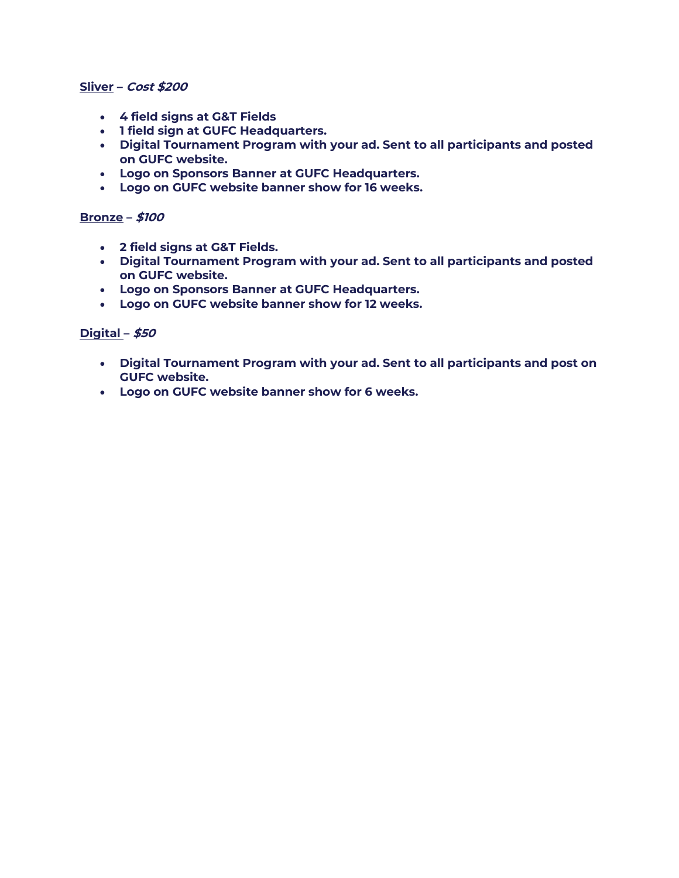**<u>Sliver</u> – *Cost $200***

- **4 field signs at G&T Fields**
- **1 field sign at GUFC Headquarters.**
- **Digital Tournament Program with your ad. Sent to all participants and posted on GUFC website.**
- **Logo on Sponsors Banner at GUFC Headquarters.**
- **Logo on GUFC website banner show for 16 weeks.**

**<u>Bronze</u> – *$100***

- **2 field signs at G&T Fields.**
- **Digital Tournament Program with your ad. Sent to all participants and posted on GUFC website.**
- **Logo on Sponsors Banner at GUFC Headquarters.**
- **Logo on GUFC website banner show for 12 weeks.**

**<u>Digital</u> – *$50***

- **Digital Tournament Program with your ad. Sent to all participants and post on GUFC website.**
- **Logo on GUFC website banner show for 6 weeks.**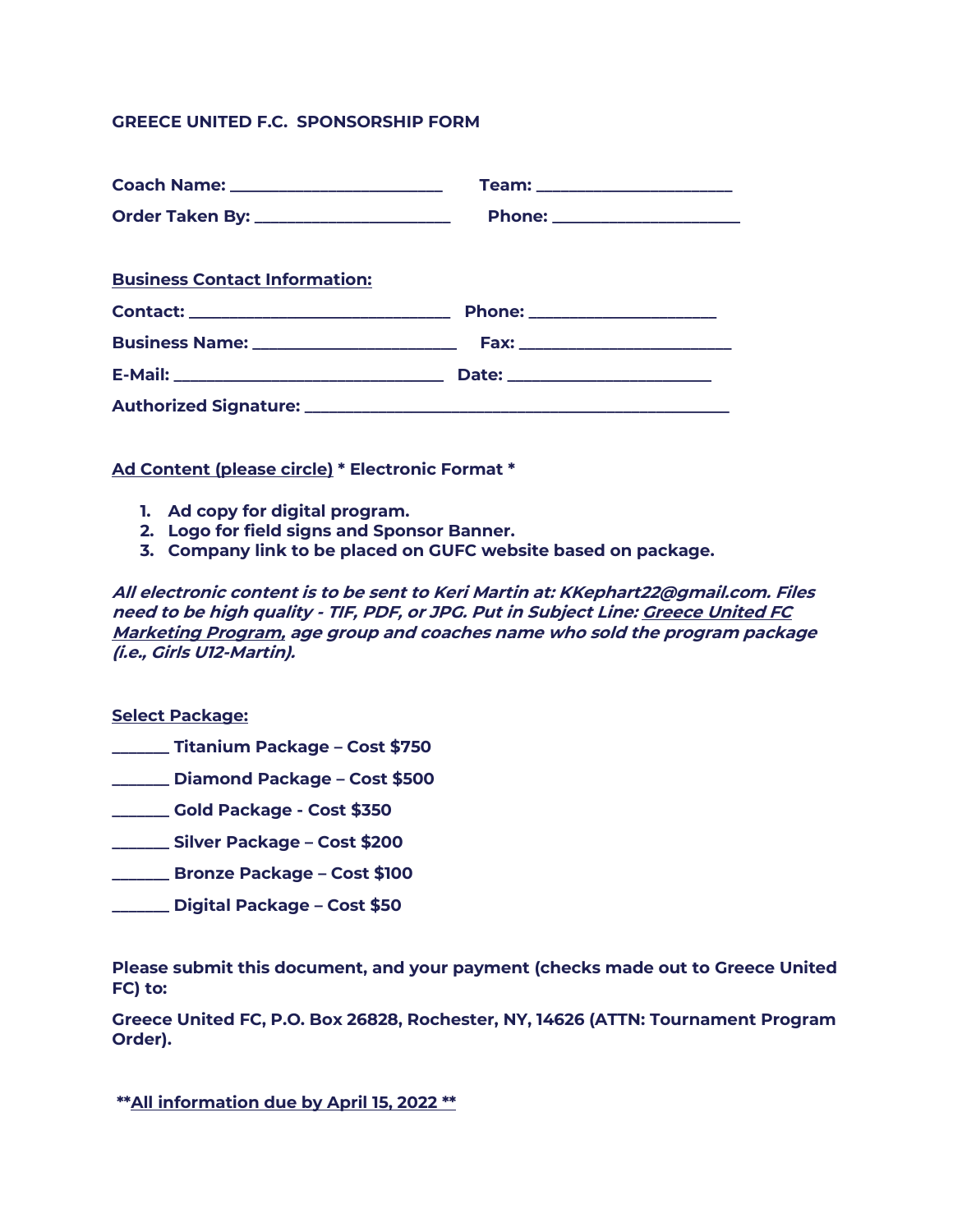**GREECE UNITED F.C. SPONSORSHIP FORM**

**Coach Name:** ________________________ **Team:** ______________________

**Order Taken By:** ______________________ **Phone:** _____________________

**Business Contact Information:**

**Contact:** _____________________________ **Phone:** _____________________

**Business Name:** _______________________ **Fax:** ________________________

**E-Mail:** ______________________________ **Date:** _______________________

**Authorized Signature:** _______________________________________________

**Ad Content (please circle) * Electronic Format ***

1. **Ad copy for digital program.**
2. **Logo for field signs and Sponsor Banner.**
3. **Company link to be placed on GUFC website based on package.**

***All electronic content is to be sent to Keri Martin at: KKephart22@gmail.com. Files need to be high quality - TIF, PDF, or JPG. Put in Subject Line: Greece United FC Marketing Program, age group and coaches name who sold the program package (i.e., Girls U12-Martin).***

**Select Package:**

______ **Titanium Package – Cost $750**

______ **Diamond Package – Cost $500**

______ **Gold Package - Cost $350**

______ **Silver Package – Cost $200**

______ **Bronze Package – Cost $100**

______ **Digital Package – Cost $50**

**Please submit this document, and your payment (checks made out to Greece United FC) to:**

**Greece United FC, P.O. Box 26828, Rochester, NY, 14626 (ATTN: Tournament Program Order).**

****All information due by April 15, 2022 ****